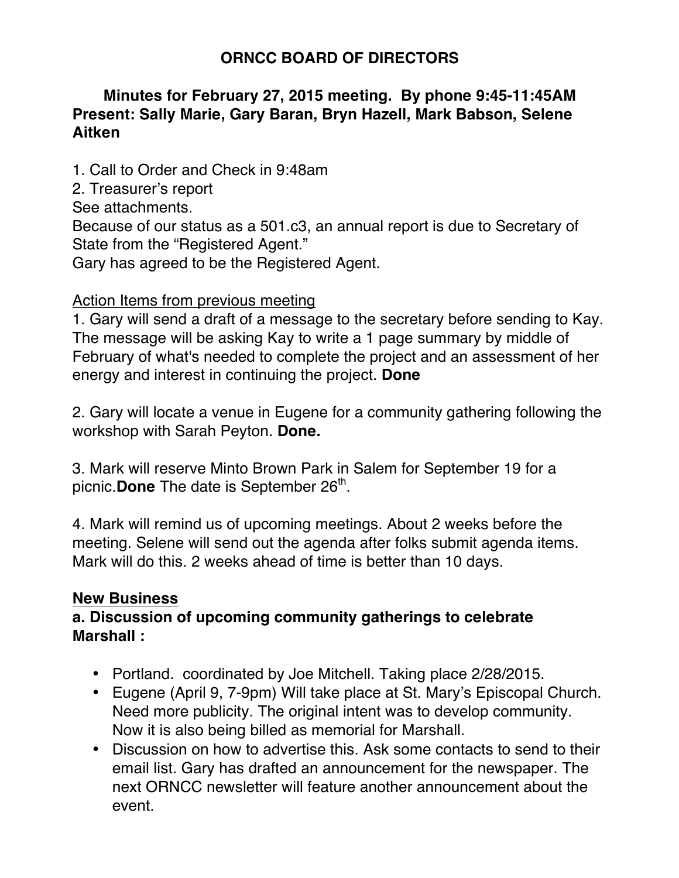# ORNCC BOARD OF DIRECTORS

**Minutes for February 27, 2015 meeting. By phone 9:45-11:45AM**
**Present: Sally Marie, Gary Baran, Bryn Hazell, Mark Babson, Selene Aitken**

1. Call to Order and Check in 9:48am
2. Treasurer's report

See attachments.
Because of our status as a 501.c3, an annual report is due to Secretary of State from the "Registered Agent."
Gary has agreed to be the Registered Agent.

<u>Action Items from previous meeting</u>

1. Gary will send a draft of a message to the secretary before sending to Kay. The message will be asking Kay to write a 1 page summary by middle of February of what's needed to complete the project and an assessment of her energy and interest in continuing the project. **Done**

2. Gary will locate a venue in Eugene for a community gathering following the workshop with Sarah Peyton. **Done.**

3. Mark will reserve Minto Brown Park in Salem for September 19 for a picnic.**Done** The date is September 26th.

4. Mark will remind us of upcoming meetings. About 2 weeks before the meeting. Selene will send out the agenda after folks submit agenda items. Mark will do this. 2 weeks ahead of time is better than 10 days.

## New Business

**a. Discussion of upcoming community gatherings to celebrate Marshall :**

- Portland. coordinated by Joe Mitchell. Taking place 2/28/2015.
- Eugene (April 9, 7-9pm) Will take place at St. Mary's Episcopal Church. Need more publicity. The original intent was to develop community. Now it is also being billed as memorial for Marshall.
- Discussion on how to advertise this. Ask some contacts to send to their email list. Gary has drafted an announcement for the newspaper. The next ORNCC newsletter will feature another announcement about the event.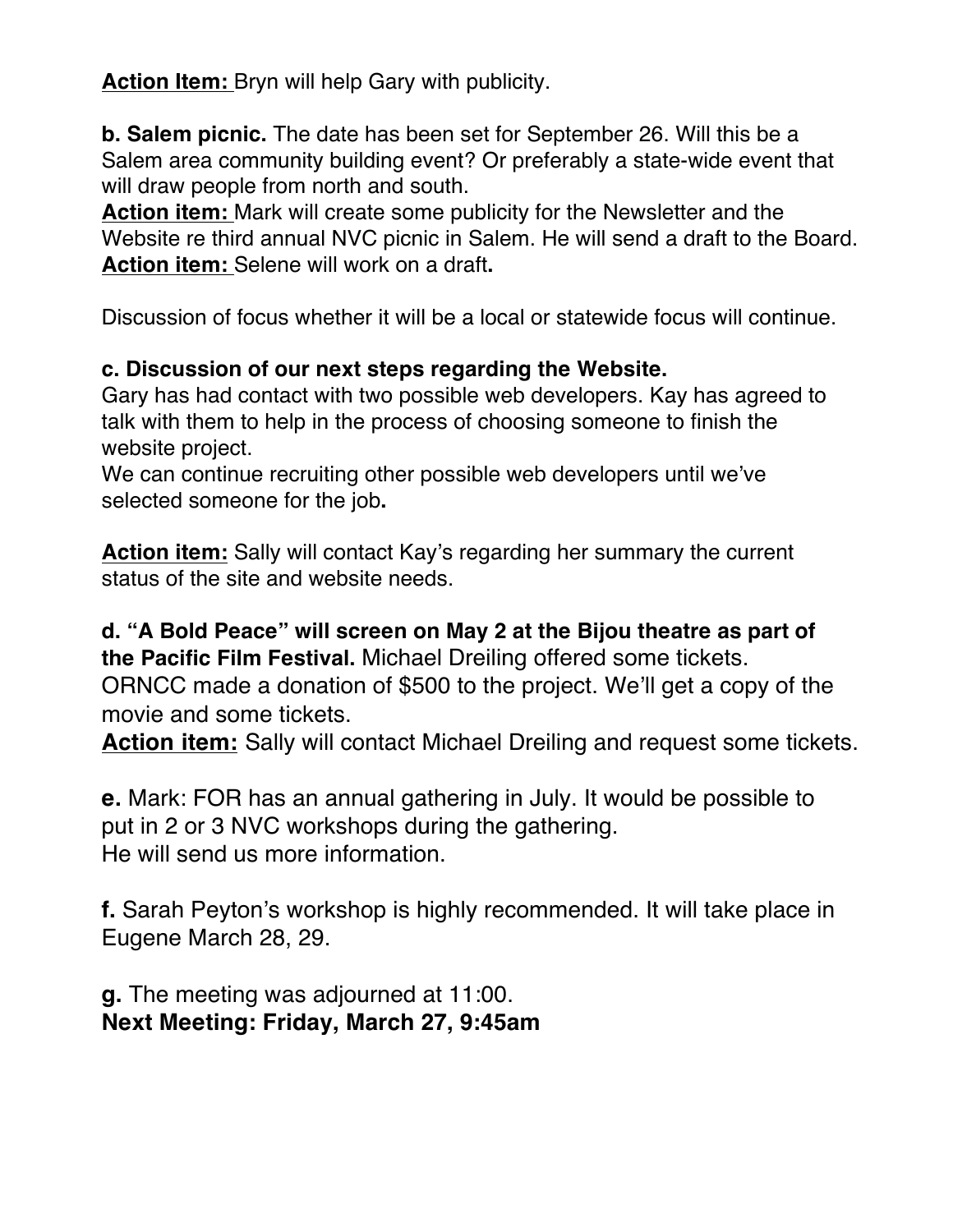**Action Item:** Bryn will help Gary with publicity.

**b. Salem picnic.** The date has been set for September 26. Will this be a Salem area community building event? Or preferably a state-wide event that will draw people from north and south.
**Action item:** Mark will create some publicity for the Newsletter and the Website re third annual NVC picnic in Salem. He will send a draft to the Board.
**Action item:** Selene will work on a draft**.**

Discussion of focus whether it will be a local or statewide focus will continue.

**c. Discussion of our next steps regarding the Website.**
Gary has had contact with two possible web developers. Kay has agreed to talk with them to help in the process of choosing someone to finish the website project.
We can continue recruiting other possible web developers until we've selected someone for the job**.**

**Action item:** Sally will contact Kay's regarding her summary the current status of the site and website needs.

**d. "A Bold Peace" will screen on May 2 at the Bijou theatre as part of the Pacific Film Festival.** Michael Dreiling offered some tickets.
ORNCC made a donation of $500 to the project. We'll get a copy of the movie and some tickets.
**Action item:** Sally will contact Michael Dreiling and request some tickets.

**e.** Mark: FOR has an annual gathering in July. It would be possible to put in 2 or 3 NVC workshops during the gathering.
He will send us more information.

**f.** Sarah Peyton's workshop is highly recommended. It will take place in Eugene March 28, 29.

**g.** The meeting was adjourned at 11:00.
**Next Meeting: Friday, March 27, 9:45am**